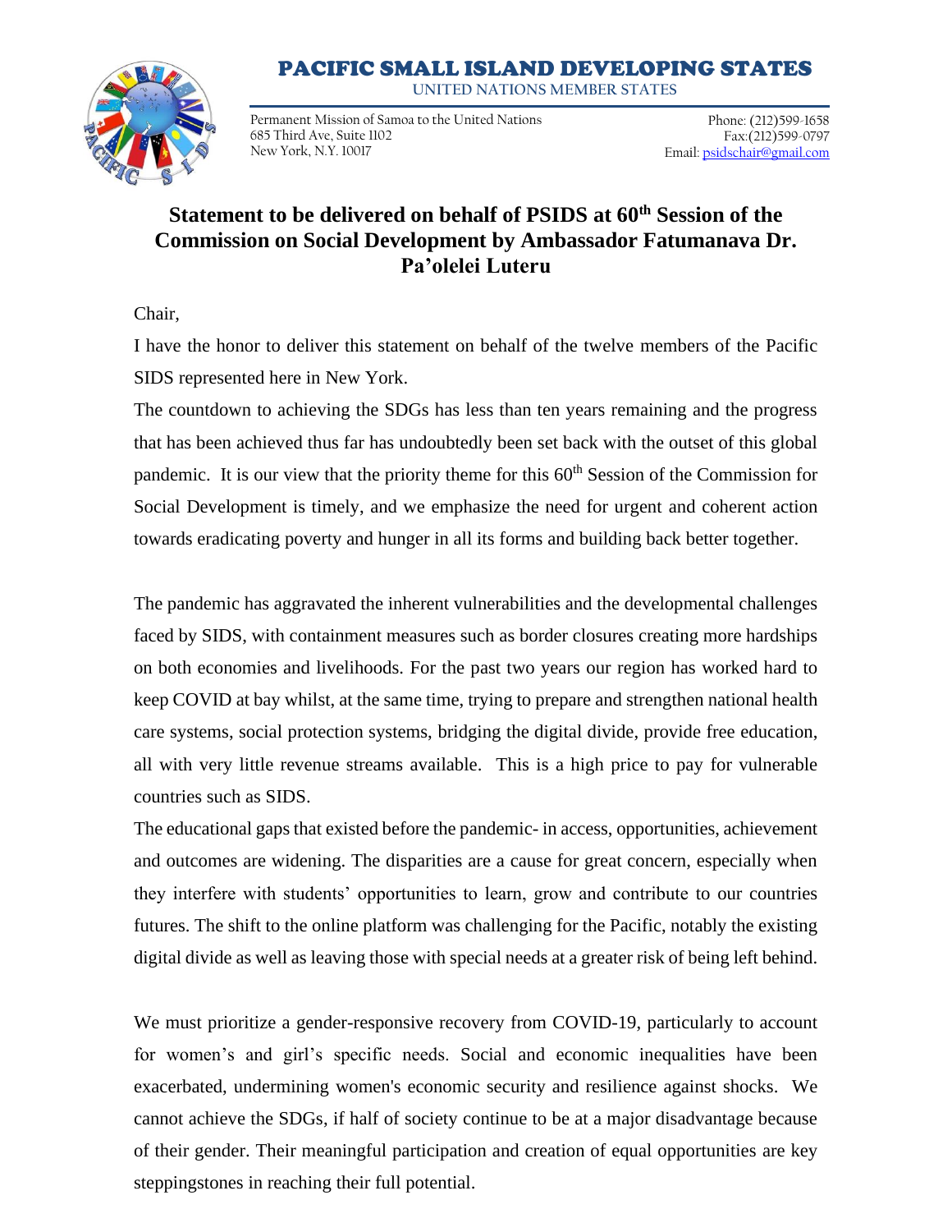# PACIFIC SMALL ISLAND DEVELOPING STATES

UNITED NATIONS MEMBER STATES

Permanent Mission of Samoa to the United Nations
685 Third Ave, Suite 1102
New York, N.Y. 10017

Phone: (212)599-1658
Fax:(212)599-0797
Email: psidschair@gmail.com

## Statement to be delivered on behalf of PSIDS at 60th Session of the Commission on Social Development by Ambassador Fatumanava Dr. Pa'olelei Luteru

Chair,

I have the honor to deliver this statement on behalf of the twelve members of the Pacific SIDS represented here in New York.

The countdown to achieving the SDGs has less than ten years remaining and the progress that has been achieved thus far has undoubtedly been set back with the outset of this global pandemic. It is our view that the priority theme for this 60th Session of the Commission for Social Development is timely, and we emphasize the need for urgent and coherent action towards eradicating poverty and hunger in all its forms and building back better together.

The pandemic has aggravated the inherent vulnerabilities and the developmental challenges faced by SIDS, with containment measures such as border closures creating more hardships on both economies and livelihoods. For the past two years our region has worked hard to keep COVID at bay whilst, at the same time, trying to prepare and strengthen national health care systems, social protection systems, bridging the digital divide, provide free education, all with very little revenue streams available. This is a high price to pay for vulnerable countries such as SIDS.

The educational gaps that existed before the pandemic- in access, opportunities, achievement and outcomes are widening. The disparities are a cause for great concern, especially when they interfere with students' opportunities to learn, grow and contribute to our countries futures. The shift to the online platform was challenging for the Pacific, notably the existing digital divide as well as leaving those with special needs at a greater risk of being left behind.

We must prioritize a gender-responsive recovery from COVID-19, particularly to account for women's and girl's specific needs. Social and economic inequalities have been exacerbated, undermining women's economic security and resilience against shocks. We cannot achieve the SDGs, if half of society continue to be at a major disadvantage because of their gender. Their meaningful participation and creation of equal opportunities are key steppingstones in reaching their full potential.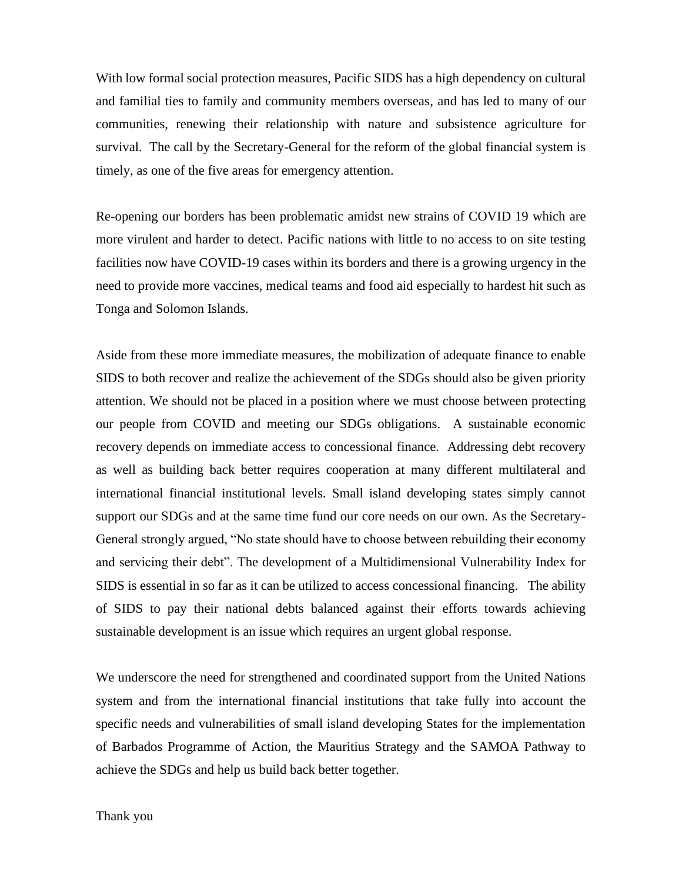With low formal social protection measures, Pacific SIDS has a high dependency on cultural and familial ties to family and community members overseas, and has led to many of our communities, renewing their relationship with nature and subsistence agriculture for survival. The call by the Secretary-General for the reform of the global financial system is timely, as one of the five areas for emergency attention.

Re-opening our borders has been problematic amidst new strains of COVID 19 which are more virulent and harder to detect. Pacific nations with little to no access to on site testing facilities now have COVID-19 cases within its borders and there is a growing urgency in the need to provide more vaccines, medical teams and food aid especially to hardest hit such as Tonga and Solomon Islands.

Aside from these more immediate measures, the mobilization of adequate finance to enable SIDS to both recover and realize the achievement of the SDGs should also be given priority attention. We should not be placed in a position where we must choose between protecting our people from COVID and meeting our SDGs obligations. A sustainable economic recovery depends on immediate access to concessional finance. Addressing debt recovery as well as building back better requires cooperation at many different multilateral and international financial institutional levels. Small island developing states simply cannot support our SDGs and at the same time fund our core needs on our own. As the Secretary-General strongly argued, "No state should have to choose between rebuilding their economy and servicing their debt". The development of a Multidimensional Vulnerability Index for SIDS is essential in so far as it can be utilized to access concessional financing. The ability of SIDS to pay their national debts balanced against their efforts towards achieving sustainable development is an issue which requires an urgent global response.

We underscore the need for strengthened and coordinated support from the United Nations system and from the international financial institutions that take fully into account the specific needs and vulnerabilities of small island developing States for the implementation of Barbados Programme of Action, the Mauritius Strategy and the SAMOA Pathway to achieve the SDGs and help us build back better together.

Thank you